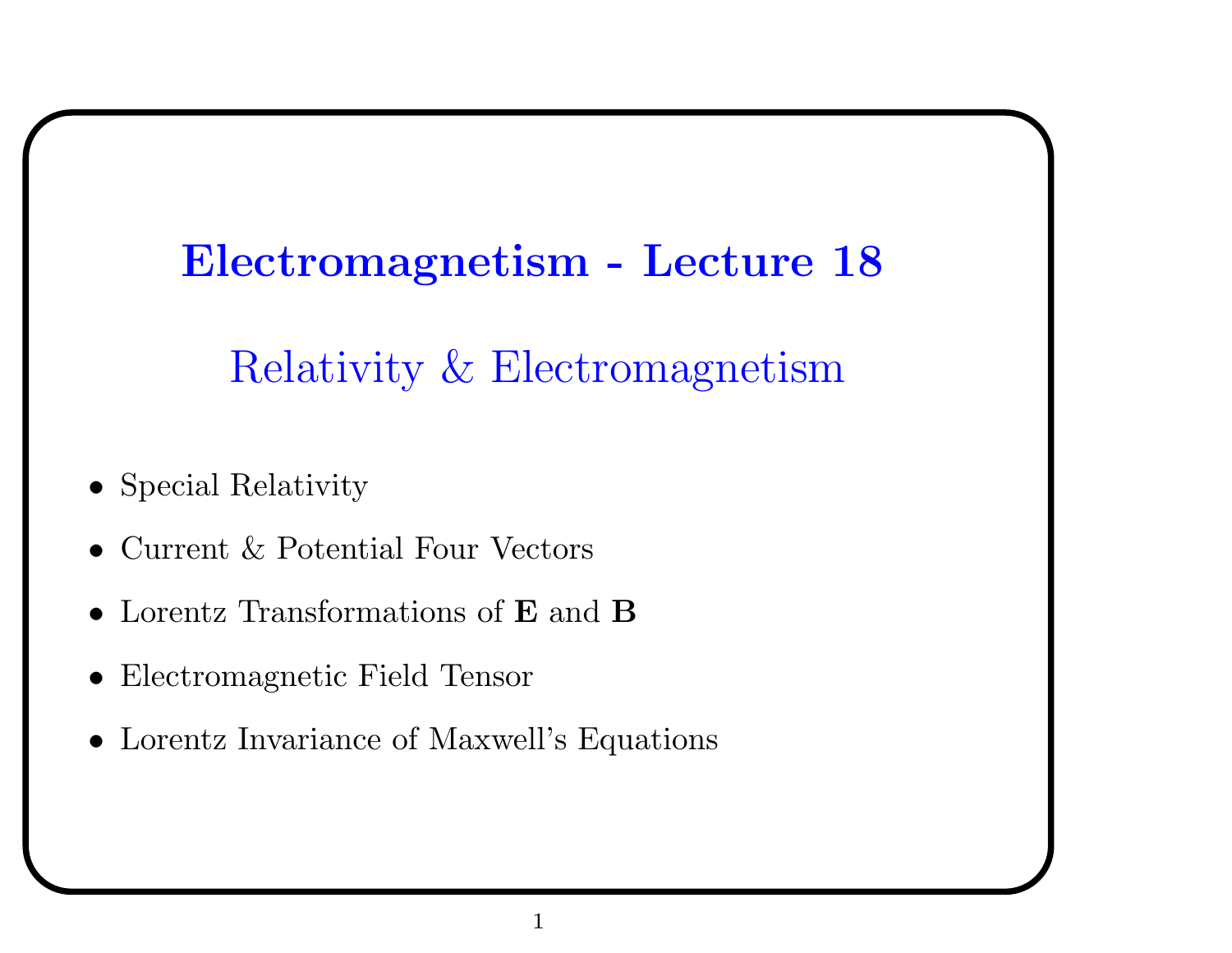# Electromagnetism - Lecture 18

## Relativity & Electromagnetism

- Special Relativity
- Current & Potential Four Vectors
- Lorentz Transformations of **E** and **B**
- Electromagnetic Field Tensor
- Lorentz Invariance of Maxwell's Equations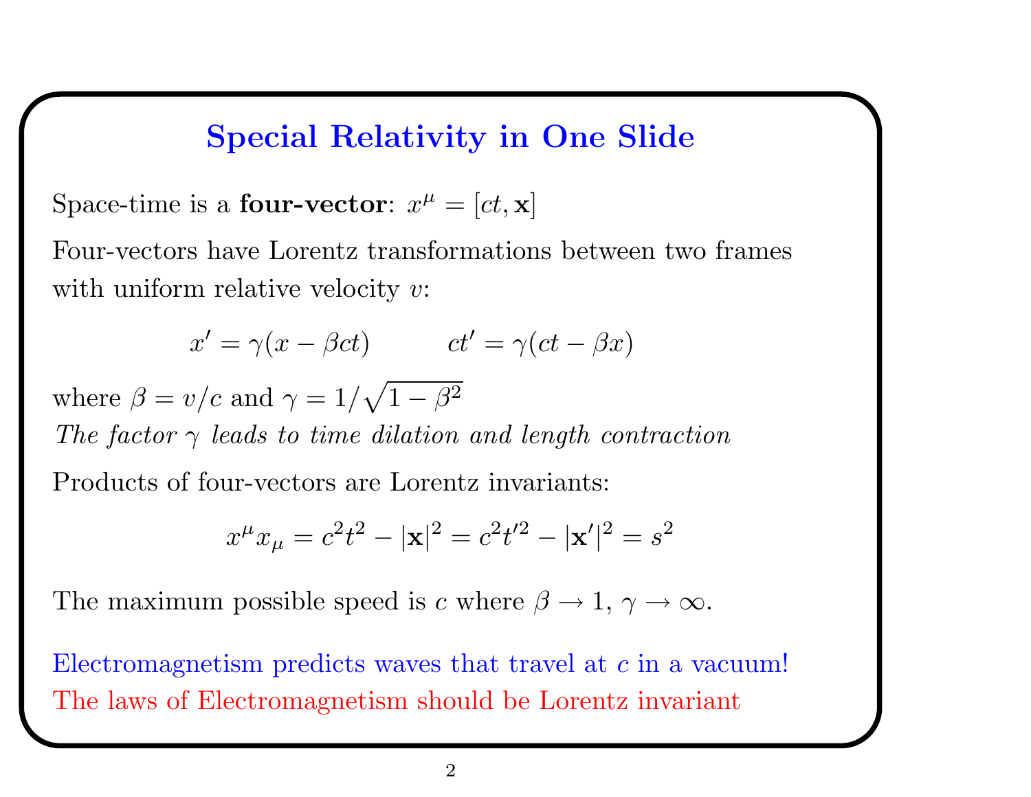# Special Relativity in One Slide

Space-time is a **four-vector**: $x^\mu = [ct, \mathbf{x}]$

Four-vectors have Lorentz transformations between two frames with uniform relative velocity $v$:

$$x' = \gamma(x - \beta ct) \qquad ct' = \gamma(ct - \beta x)$$

where $\beta = v/c$ and $\gamma = 1/\sqrt{1-\beta^2}$
*The factor $\gamma$ leads to time dilation and length contraction*

Products of four-vectors are Lorentz invariants:

$$x^\mu x_\mu = c^2t^2 - |\mathbf{x}|^2 = c^2t'^2 - |\mathbf{x}'|^2 = s^2$$

The maximum possible speed is $c$ where $\beta \to 1$, $\gamma \to \infty$.

Electromagnetism predicts waves that travel at $c$ in a vacuum!
The laws of Electromagnetism should be Lorentz invariant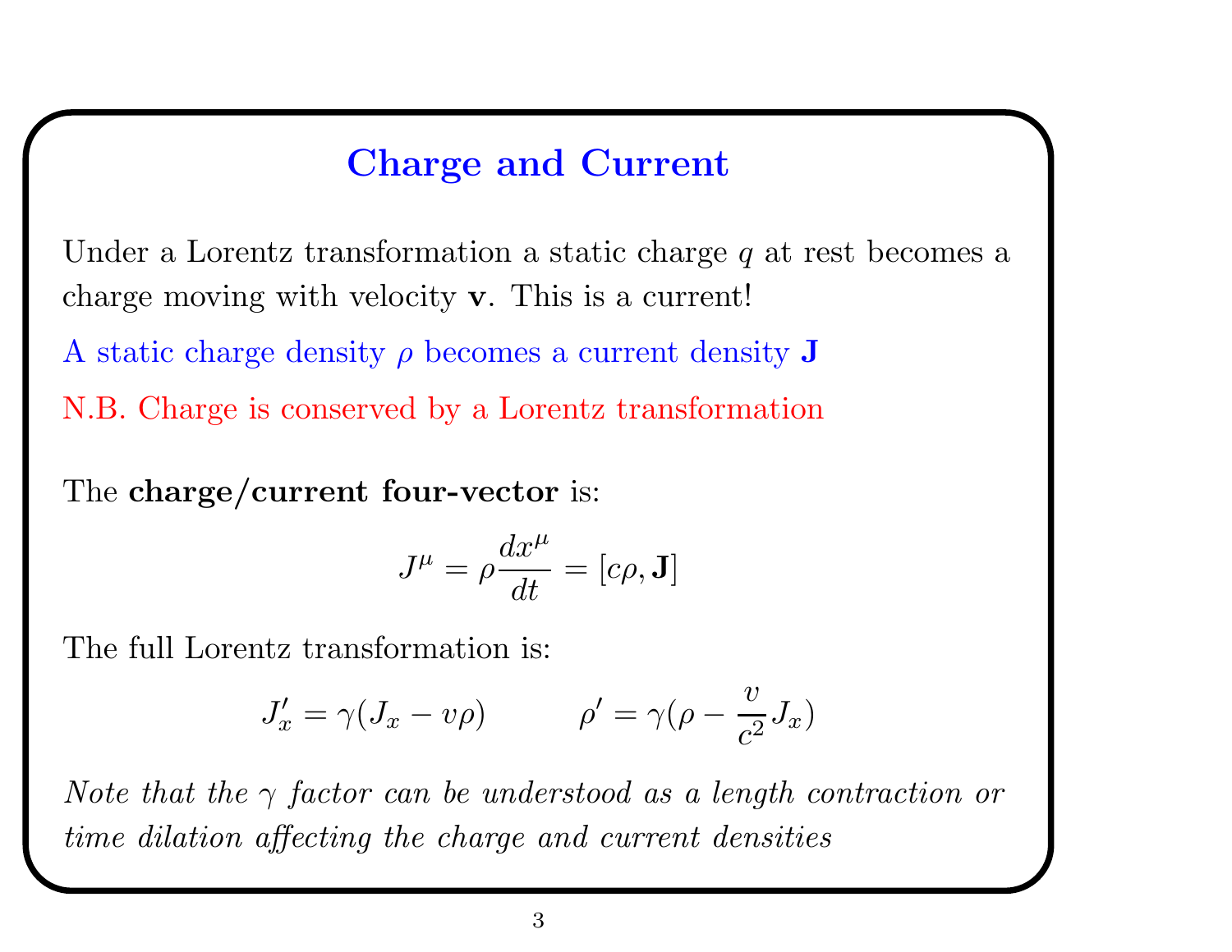# Charge and Current

Under a Lorentz transformation a static charge $q$ at rest becomes a charge moving with velocity $\mathbf{v}$. This is a current!

A static charge density $\rho$ becomes a current density $\mathbf{J}$

N.B. Charge is conserved by a Lorentz transformation

The **charge/current four-vector** is:

$$J^\mu = \rho \frac{dx^\mu}{dt} = [c\rho, \mathbf{J}]$$

The full Lorentz transformation is:

$$J'_x = \gamma(J_x - v\rho) \qquad \rho' = \gamma(\rho - \frac{v}{c^2} J_x)$$

*Note that the $\gamma$ factor can be understood as a length contraction or time dilation affecting the charge and current densities*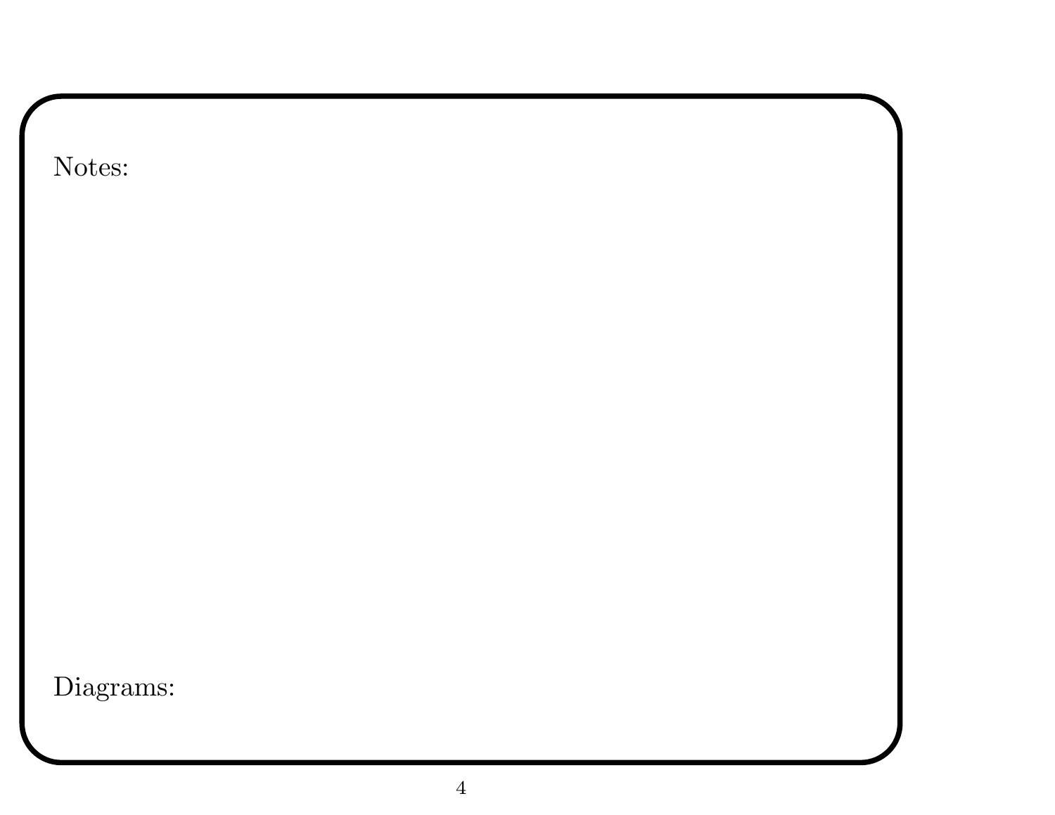Notes:

Diagrams: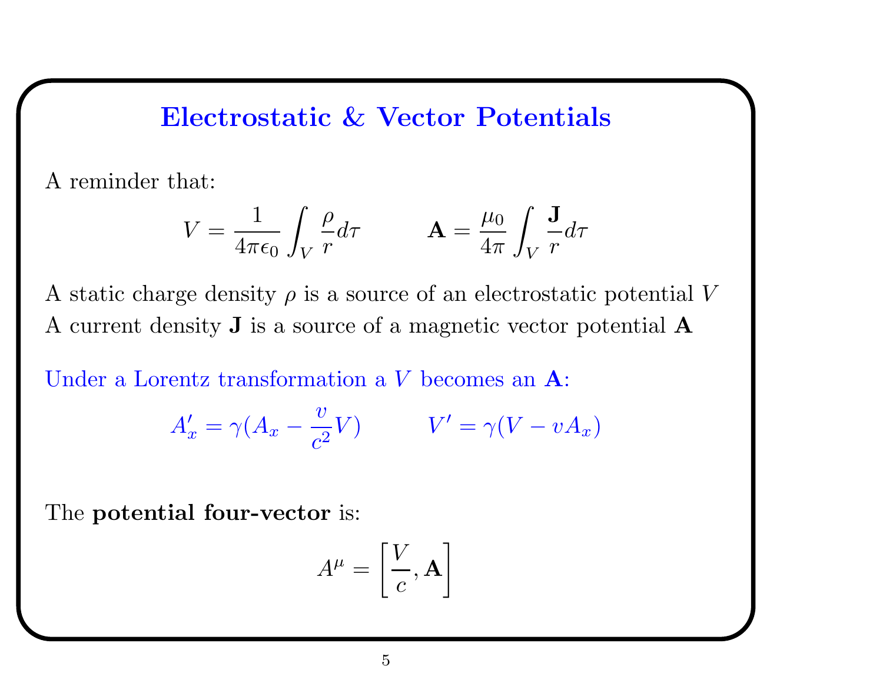# Electrostatic & Vector Potentials

A reminder that:

$$V = \frac{1}{4\pi\epsilon_0}\int_V \frac{\rho}{r} d\tau \qquad \mathbf{A} = \frac{\mu_0}{4\pi}\int_V \frac{\mathbf{J}}{r} d\tau$$

A static charge density $\rho$ is a source of an electrostatic potential $V$
A current density $\mathbf{J}$ is a source of a magnetic vector potential $\mathbf{A}$

Under a Lorentz transformation a $V$ becomes an $\mathbf{A}$:

$$A'_x = \gamma(A_x - \frac{v}{c^2}V) \qquad V' = \gamma(V - vA_x)$$

The **potential four-vector** is:

$$A^\mu = \left[\frac{V}{c}, \mathbf{A}\right]$$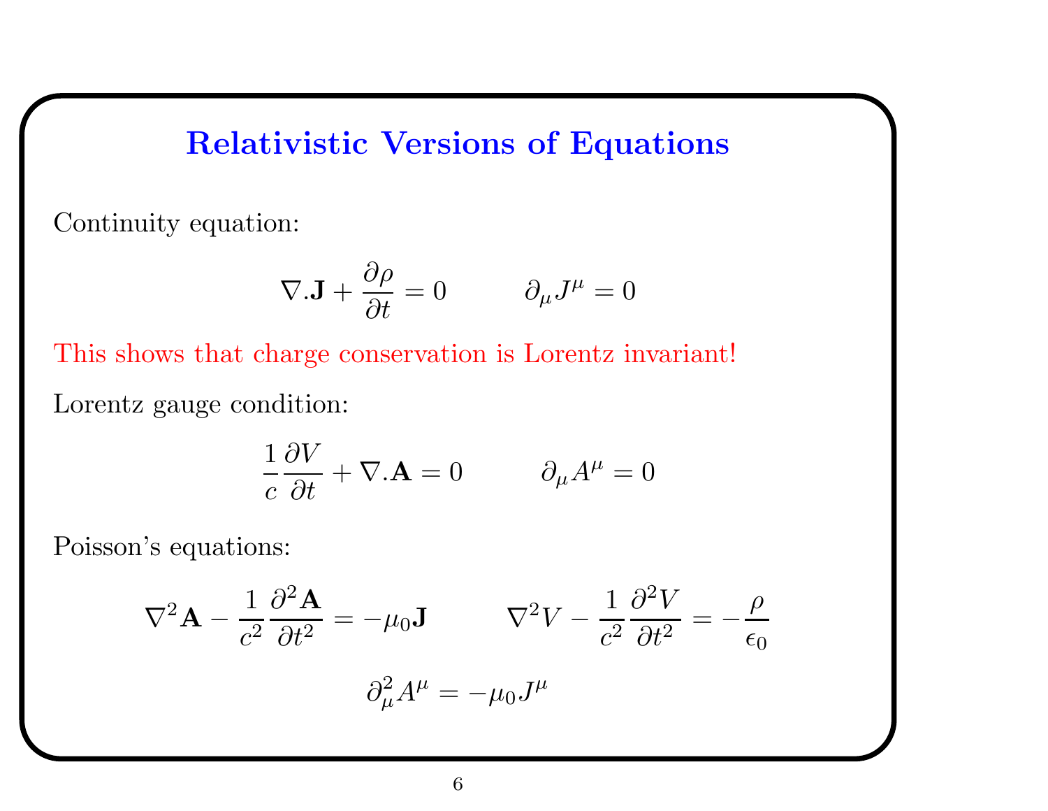# Relativistic Versions of Equations

Continuity equation:

$$\nabla.\mathbf{J} + \frac{\partial \rho}{\partial t} = 0 \qquad \partial_\mu J^\mu = 0$$

This shows that charge conservation is Lorentz invariant!

Lorentz gauge condition:

$$\frac{1}{c}\frac{\partial V}{\partial t} + \nabla.\mathbf{A} = 0 \qquad \partial_\mu A^\mu = 0$$

Poisson's equations:

$$\nabla^2 \mathbf{A} - \frac{1}{c^2}\frac{\partial^2 \mathbf{A}}{\partial t^2} = -\mu_0 \mathbf{J} \qquad \nabla^2 V - \frac{1}{c^2}\frac{\partial^2 V}{\partial t^2} = -\frac{\rho}{\epsilon_0}$$

$$\partial_\mu^2 A^\mu = -\mu_0 J^\mu$$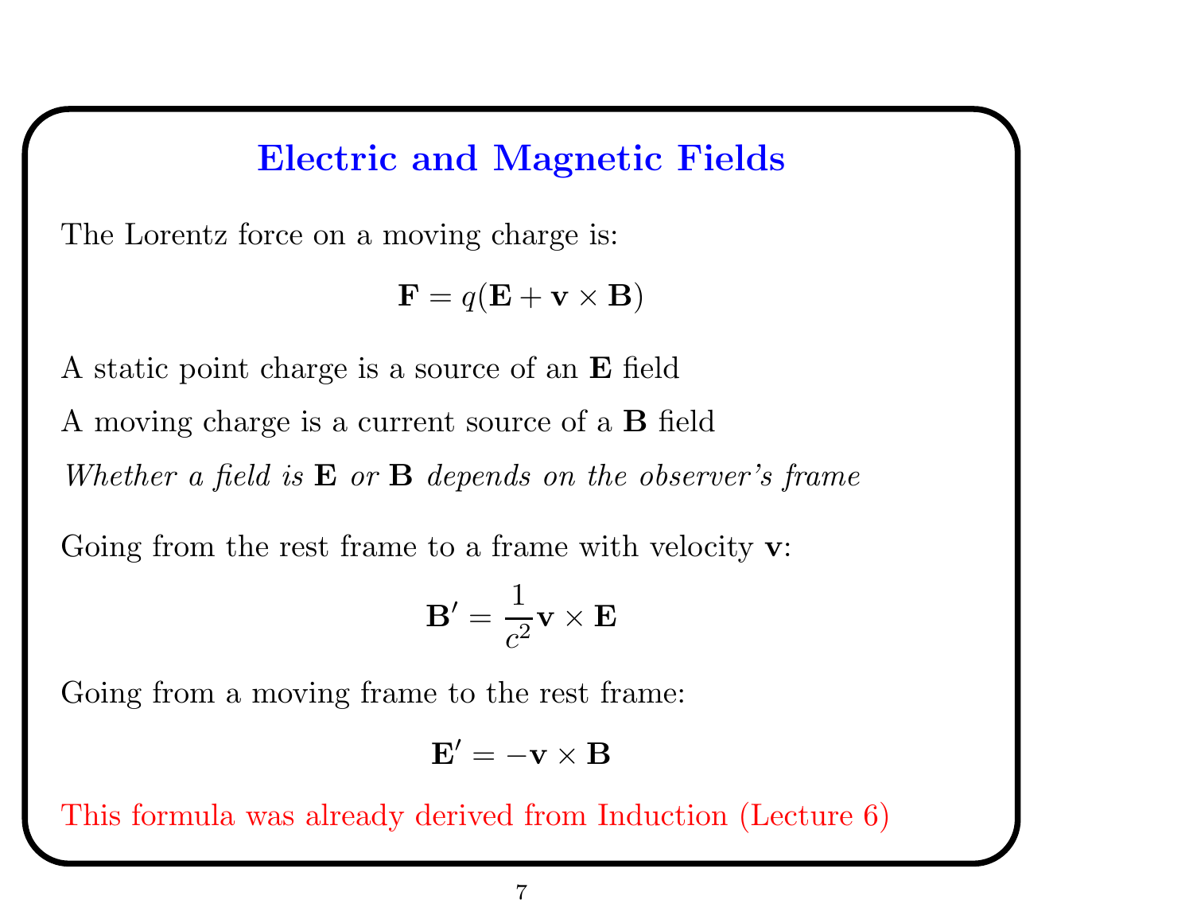## Electric and Magnetic Fields

The Lorentz force on a moving charge is:

$$\mathbf{F} = q(\mathbf{E} + \mathbf{v} \times \mathbf{B})$$

A static point charge is a source of an $\mathbf{E}$ field

A moving charge is a current source of a $\mathbf{B}$ field

*Whether a field is $\mathbf{E}$ or $\mathbf{B}$ depends on the observer's frame*

Going from the rest frame to a frame with velocity $\mathbf{v}$:

$$\mathbf{B}' = \frac{1}{c^2}\mathbf{v} \times \mathbf{E}$$

Going from a moving frame to the rest frame:

$$\mathbf{E}' = -\mathbf{v} \times \mathbf{B}$$

This formula was already derived from Induction (Lecture 6)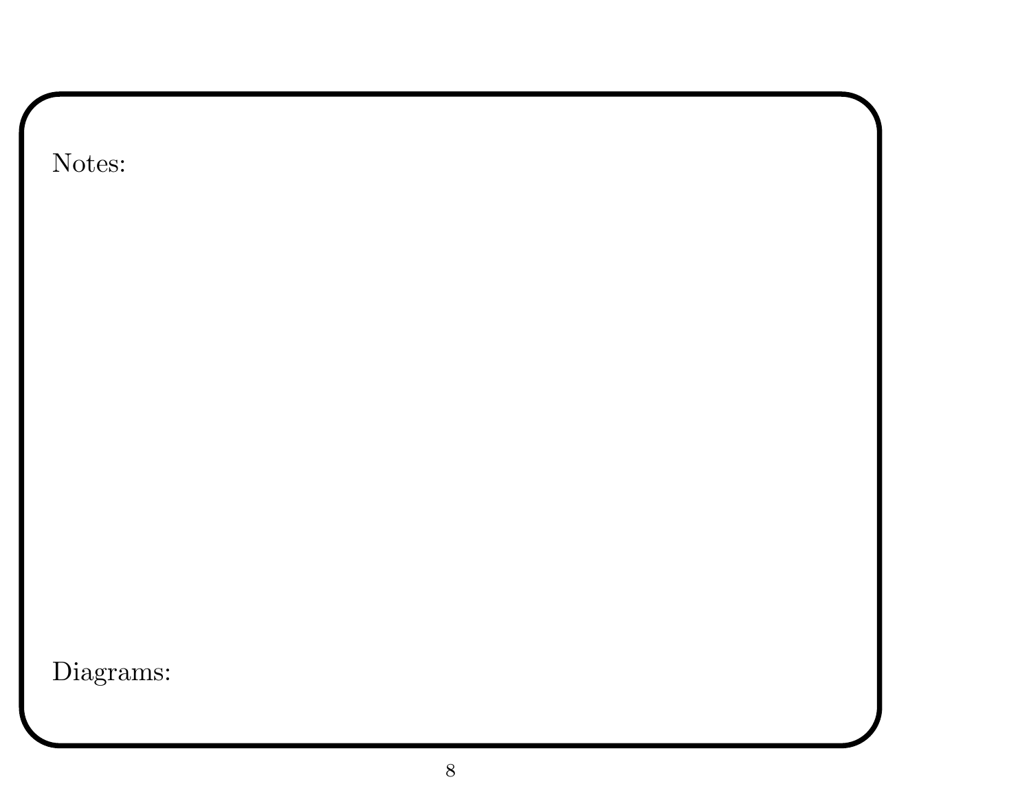Notes:

Diagrams: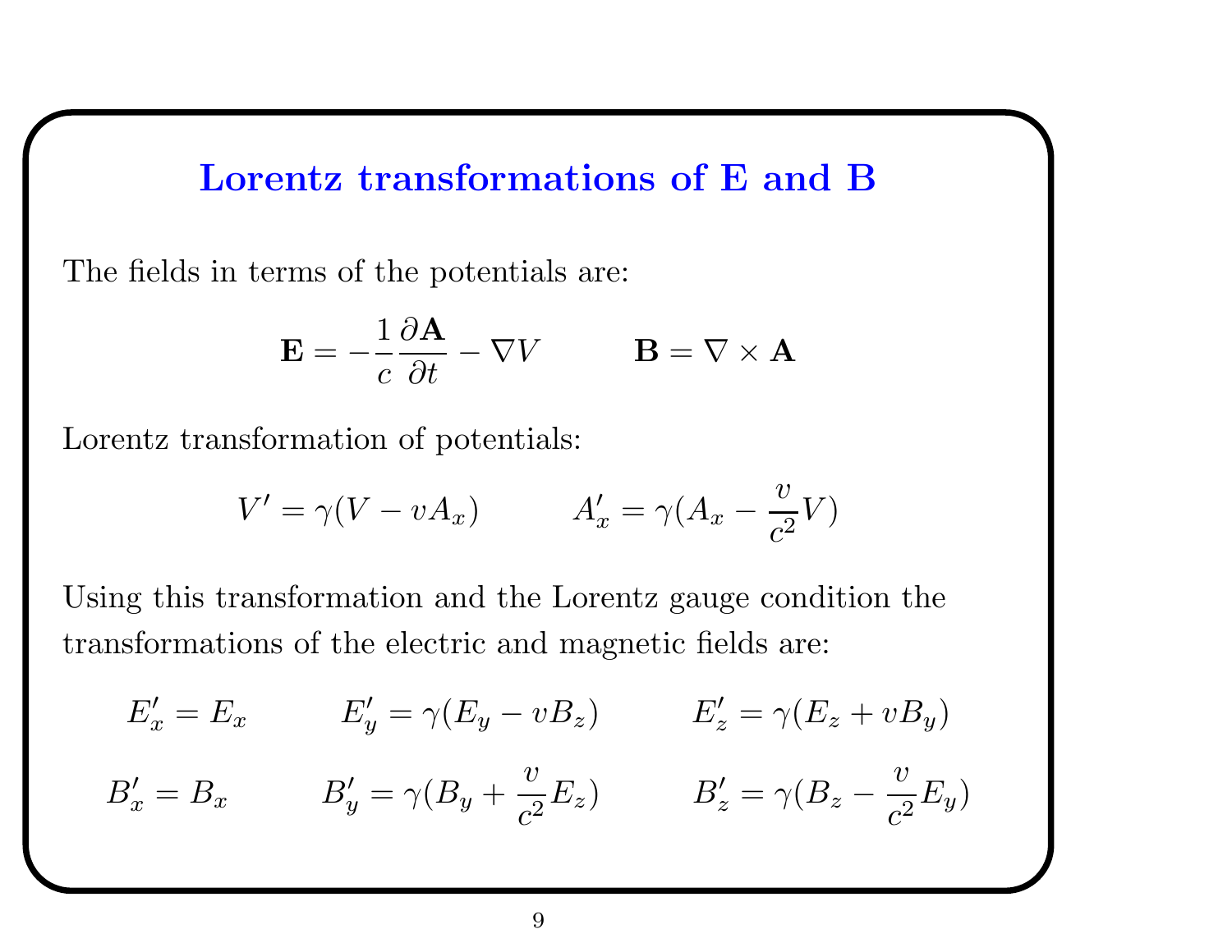## Lorentz transformations of E and B

The fields in terms of the potentials are:

$$\mathbf{E} = -\frac{1}{c}\frac{\partial \mathbf{A}}{\partial t} - \nabla V \qquad \mathbf{B} = \nabla \times \mathbf{A}$$

Lorentz transformation of potentials:

$$V' = \gamma(V - vA_x) \qquad A'_x = \gamma(A_x - \frac{v}{c^2}V)$$

Using this transformation and the Lorentz gauge condition the transformations of the electric and magnetic fields are:

$$E'_x = E_x \qquad E'_y = \gamma(E_y - vB_z) \qquad E'_z = \gamma(E_z + vB_y)$$

$$B'_x = B_x \qquad B'_y = \gamma(B_y + \frac{v}{c^2}E_z) \qquad B'_z = \gamma(B_z - \frac{v}{c^2}E_y)$$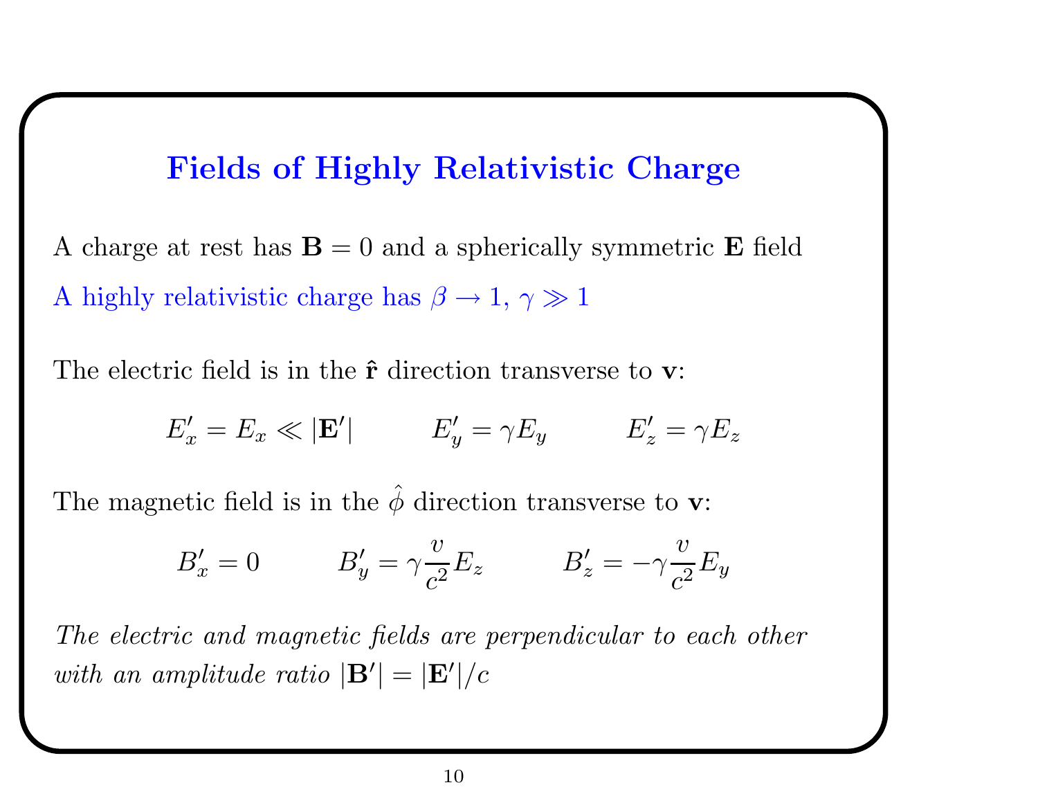# Fields of Highly Relativistic Charge

A charge at rest has $\mathbf{B} = 0$ and a spherically symmetric $\mathbf{E}$ field

A highly relativistic charge has $\beta \to 1$, $\gamma \gg 1$

The electric field is in the $\hat{\mathbf{r}}$ direction transverse to $\mathbf{v}$:

$$E'_x = E_x \ll |\mathbf{E}'| \qquad E'_y = \gamma E_y \qquad E'_z = \gamma E_z$$

The magnetic field is in the $\hat{\phi}$ direction transverse to $\mathbf{v}$:

$$B'_x = 0 \qquad B'_y = \gamma \frac{v}{c^2} E_z \qquad B'_z = -\gamma \frac{v}{c^2} E_y$$

*The electric and magnetic fields are perpendicular to each other with an amplitude ratio* $|\mathbf{B}'| = |\mathbf{E}'|/c$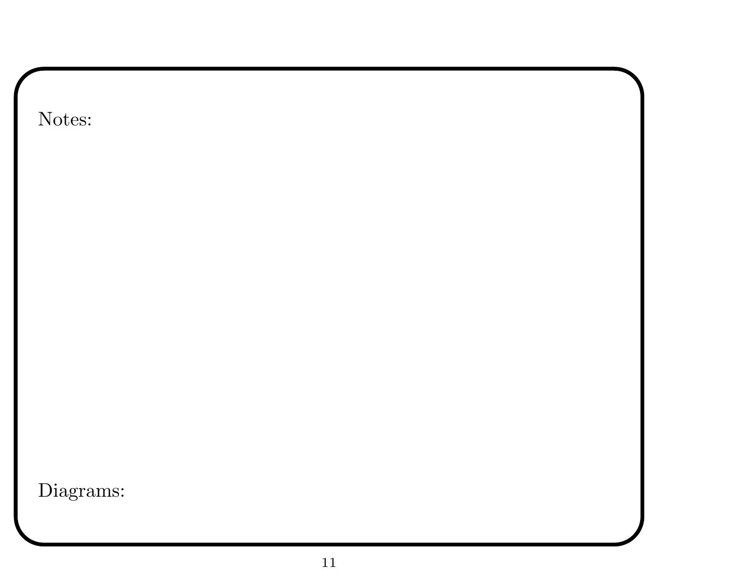Notes:

Diagrams: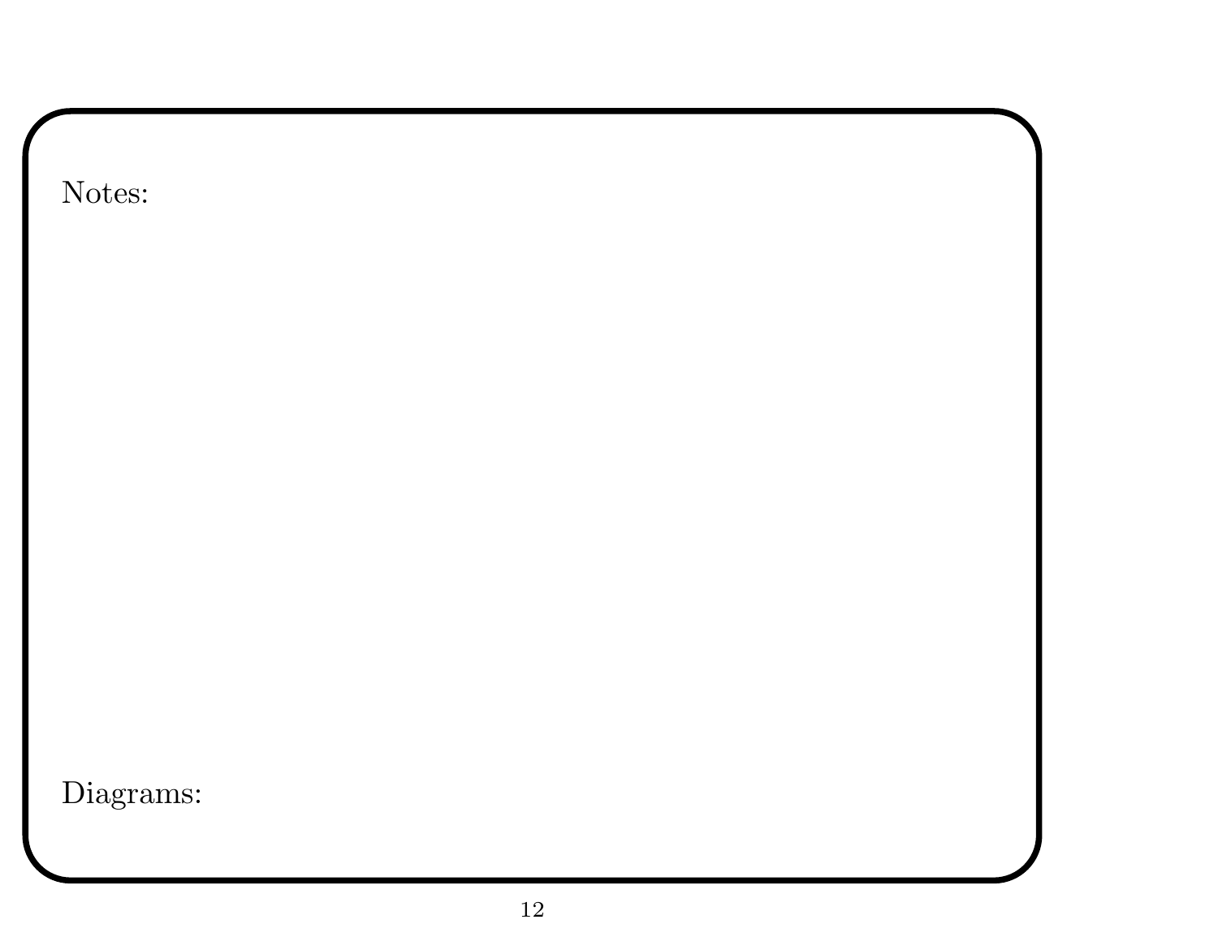Notes:

Diagrams: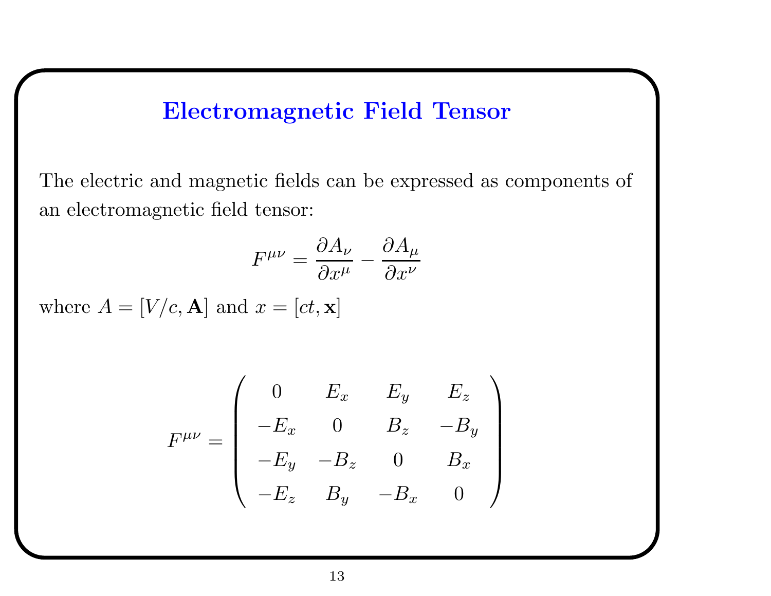# Electromagnetic Field Tensor

The electric and magnetic fields can be expressed as components of an electromagnetic field tensor:

$$F^{\mu\nu} = \frac{\partial A_\nu}{\partial x^\mu} - \frac{\partial A_\mu}{\partial x^\nu}$$

where $A = [V/c, \mathbf{A}]$ and $x = [ct, \mathbf{x}]$

$$F^{\mu\nu} = \begin{pmatrix} 0 & E_x & E_y & E_z \\ -E_x & 0 & B_z & -B_y \\ -E_y & -B_z & 0 & B_x \\ -E_z & B_y & -B_x & 0 \end{pmatrix}$$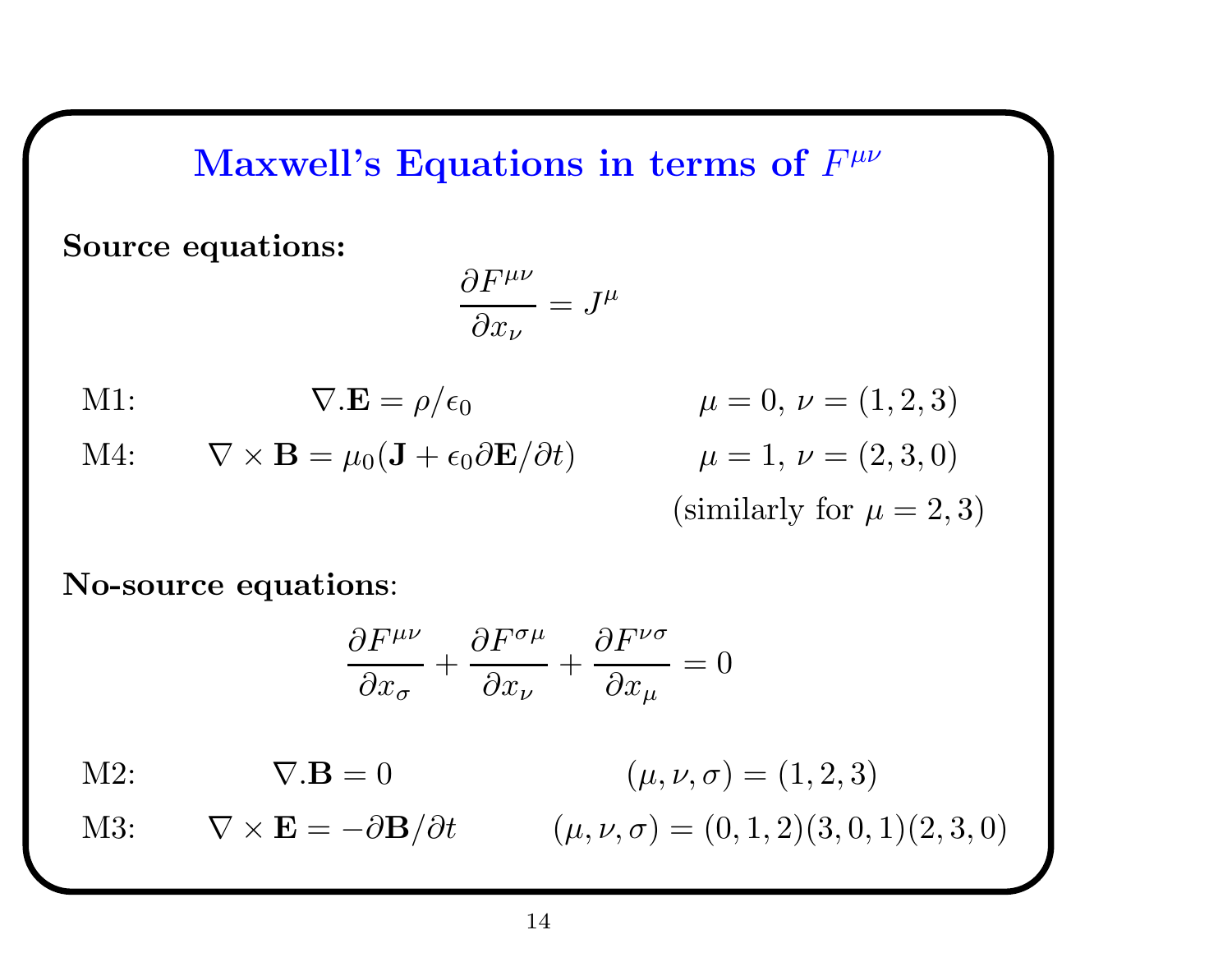# Maxwell's Equations in terms of $F^{\mu\nu}$

**Source equations:**

$$\frac{\partial F^{\mu\nu}}{\partial x_\nu} = J^\mu$$

| | | |
|---|---|---|
| M1: | $\nabla.\mathbf{E} = \rho/\epsilon_0$ | $\mu = 0,\ \nu = (1,2,3)$ |
| M4: | $\nabla \times \mathbf{B} = \mu_0(\mathbf{J} + \epsilon_0 \partial \mathbf{E}/\partial t)$ | $\mu = 1,\ \nu = (2,3,0)$ |
| | | (similarly for $\mu = 2,3$) |

**No-source equations**:

$$\frac{\partial F^{\mu\nu}}{\partial x_\sigma} + \frac{\partial F^{\sigma\mu}}{\partial x_\nu} + \frac{\partial F^{\nu\sigma}}{\partial x_\mu} = 0$$

| | | |
|---|---|---|
| M2: | $\nabla.\mathbf{B} = 0$ | $(\mu,\nu,\sigma) = (1,2,3)$ |
| M3: | $\nabla \times \mathbf{E} = -\partial \mathbf{B}/\partial t$ | $(\mu,\nu,\sigma) = (0,1,2)(3,0,1)(2,3,0)$ |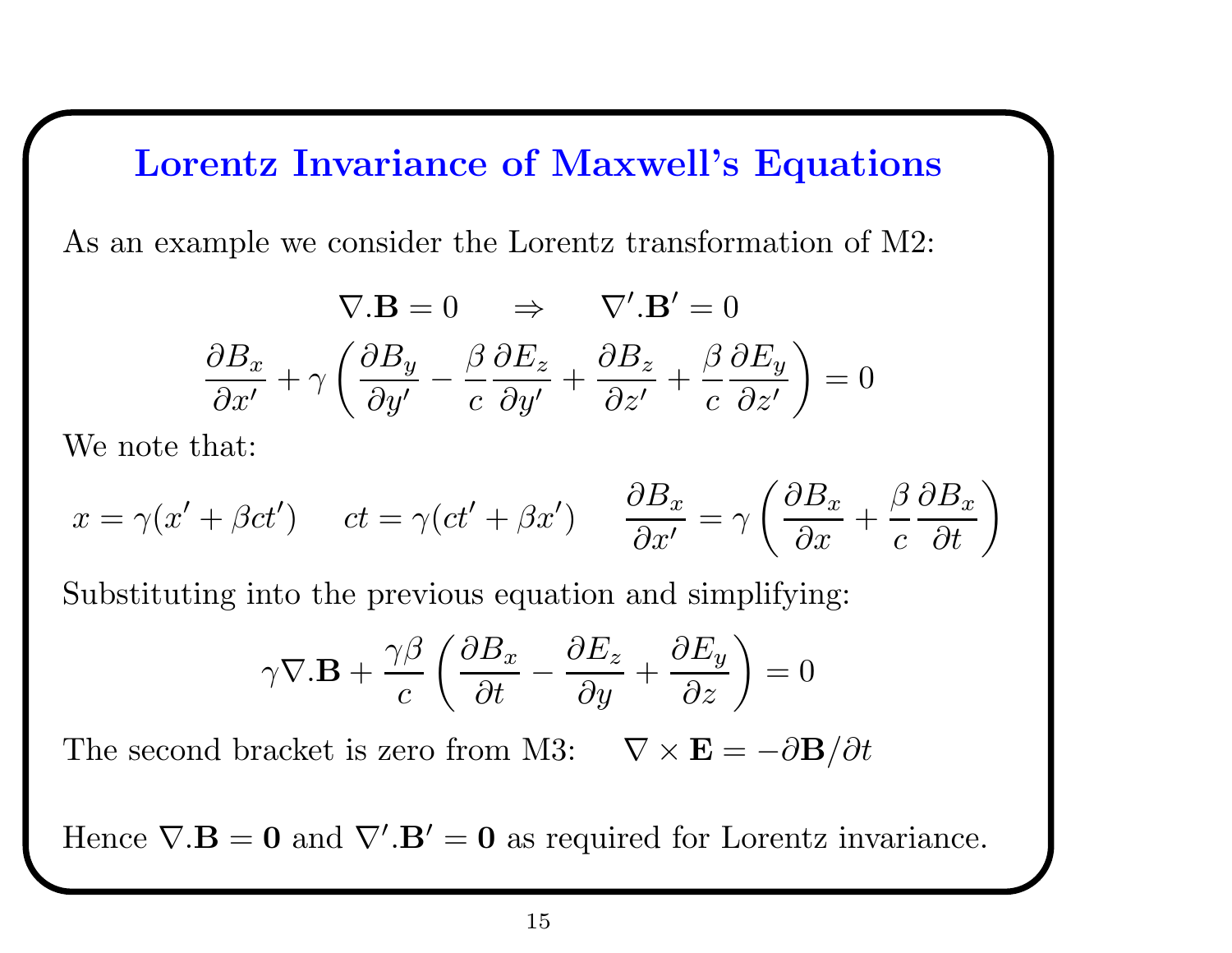# Lorentz Invariance of Maxwell's Equations

As an example we consider the Lorentz transformation of M2:

$$\nabla.\mathbf{B} = 0 \qquad \Rightarrow \qquad \nabla'.\mathbf{B}' = 0$$

$$\frac{\partial B_x}{\partial x'} + \gamma\left(\frac{\partial B_y}{\partial y'} - \frac{\beta}{c}\frac{\partial E_z}{\partial y'} + \frac{\partial B_z}{\partial z'} + \frac{\beta}{c}\frac{\partial E_y}{\partial z'}\right) = 0$$

We note that:

$$x = \gamma(x' + \beta ct') \qquad ct = \gamma(ct' + \beta x') \qquad \frac{\partial B_x}{\partial x'} = \gamma\left(\frac{\partial B_x}{\partial x} + \frac{\beta}{c}\frac{\partial B_x}{\partial t}\right)$$

Substituting into the previous equation and simplifying:

$$\gamma \nabla.\mathbf{B} + \frac{\gamma\beta}{c}\left(\frac{\partial B_x}{\partial t} - \frac{\partial E_z}{\partial y} + \frac{\partial E_y}{\partial z}\right) = 0$$

The second bracket is zero from M3: $\nabla \times \mathbf{E} = -\partial \mathbf{B}/\partial t$

Hence $\nabla.\mathbf{B} = \mathbf{0}$ and $\nabla'.\mathbf{B}' = \mathbf{0}$ as required for Lorentz invariance.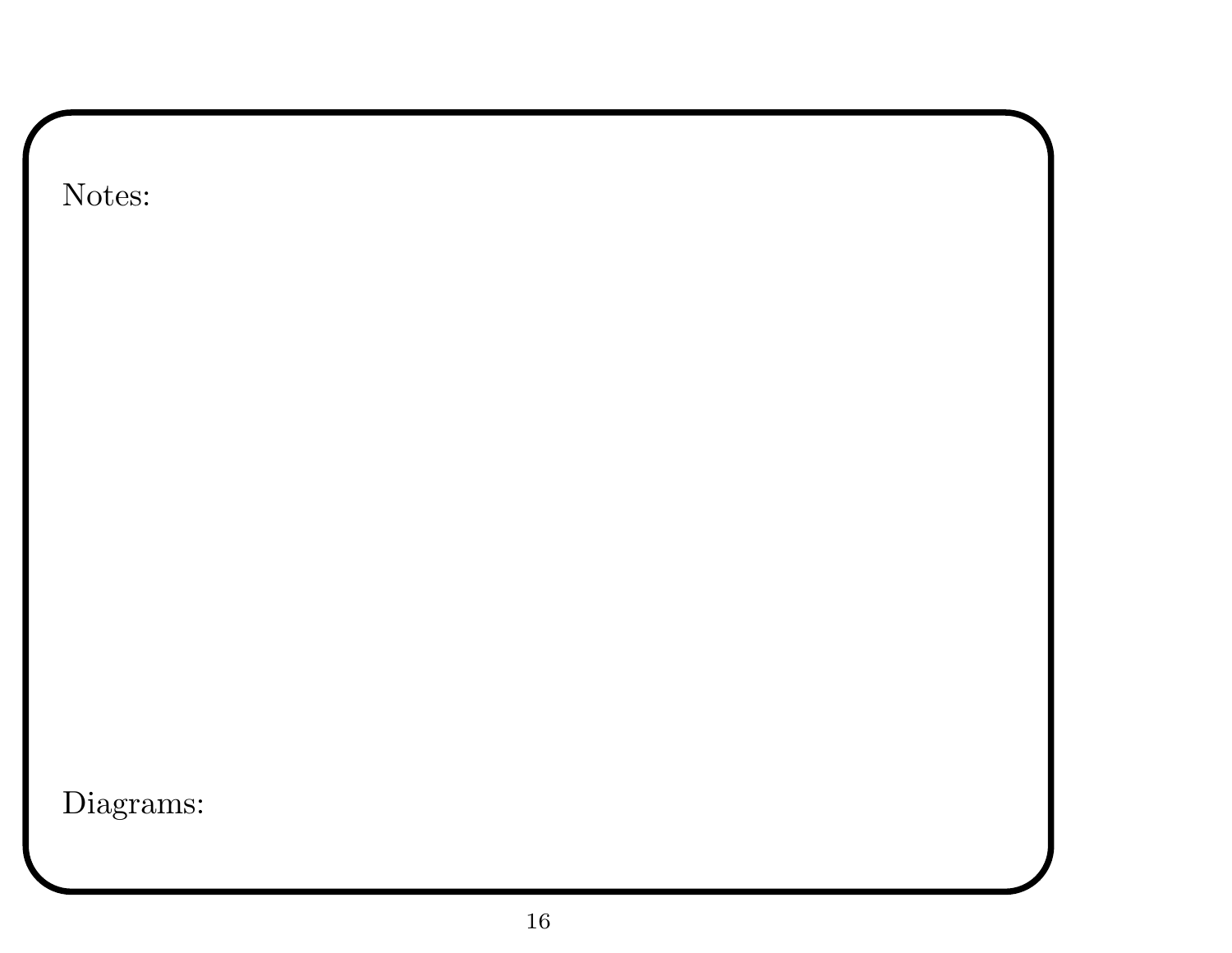Notes:

Diagrams: